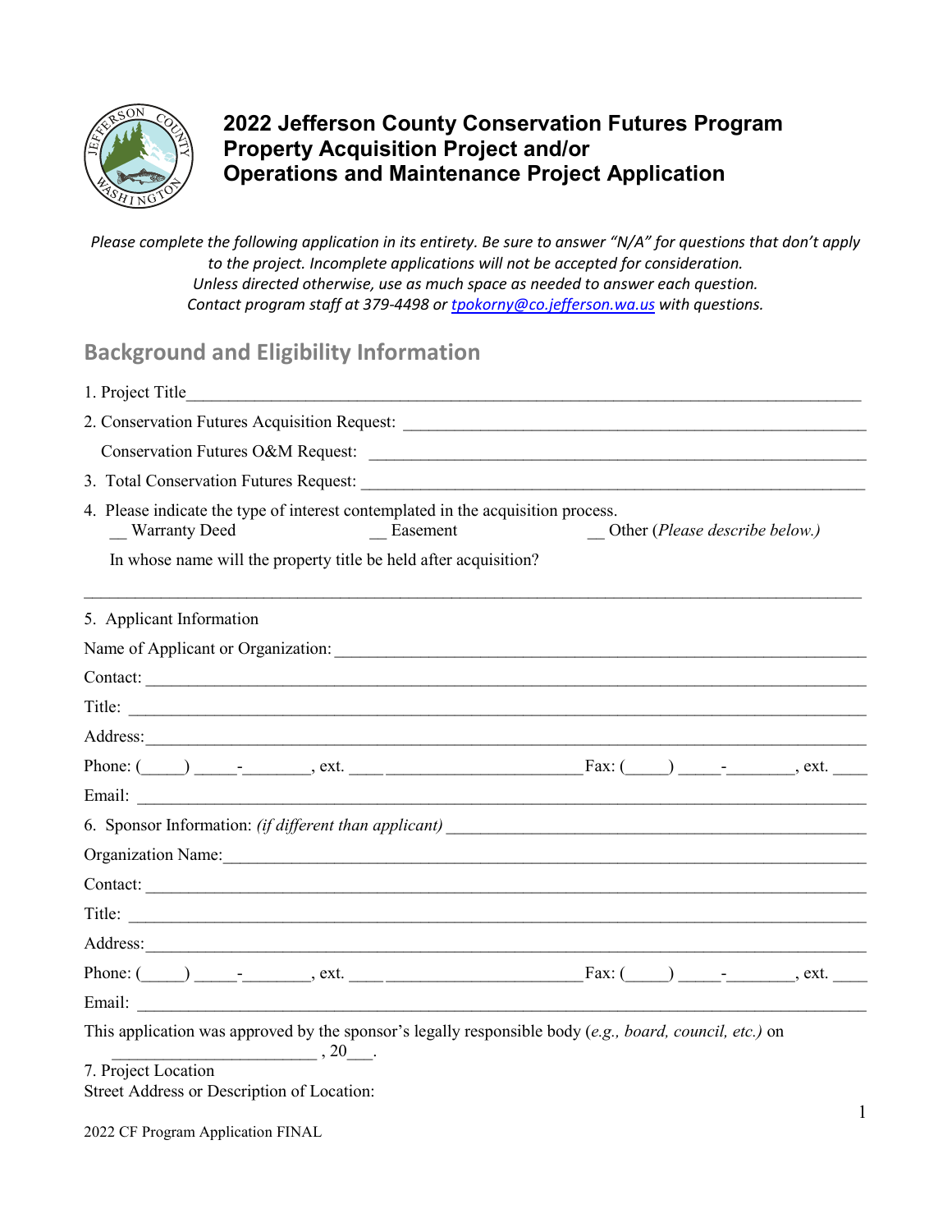# 2022 Jefferson County Conservation Futures Program Property Acquisition Project and/or Operations and Maintenance Project Application

*Please complete the following application in its entirety. Be sure to answer "N/A" for questions that don't apply to the project. Incomplete applications will not be accepted for consideration. Unless directed otherwise, use as much space as needed to answer each question. Contact program staff at 379-4498 or tpokorny@co.jefferson.wa.us with questions.*

## Background and Eligibility Information

1. Project Title_______________________________________________________________

2. Conservation Futures Acquisition Request: ______________________________________

   Conservation Futures O&M Request: ___________________________________________

3. Total Conservation Futures Request: ____________________________________________

4. Please indicate the type of interest contemplated in the acquisition process.
   __ Warranty Deed __ Easement __ Other (*Please describe below.*)

   In whose name will the property title be held after acquisition?

_____________________________________________________________________________

5. Applicant Information

Name of Applicant or Organization: ________________________________________________

Contact: _____________________________________________________________________

Title: ________________________________________________________________________

Address: _____________________________________________________________________

Phone: (_____) _____-________, ext. ____ Fax: (_____) _____-________, ext. ____

Email: _______________________________________________________________________

6. Sponsor Information: *(if different than applicant)* ___________________________________

Organization Name: ____________________________________________________________

Contact: _____________________________________________________________________

Title: ________________________________________________________________________

Address: _____________________________________________________________________

Phone: (_____) _____-________, ext. ____ Fax: (_____) _____-________, ext. ____

Email: _______________________________________________________________________

This application was approved by the sponsor's legally responsible body (*e.g., board, council, etc.*) on ________________________ , 20___.

7. Project Location

Street Address or Description of Location: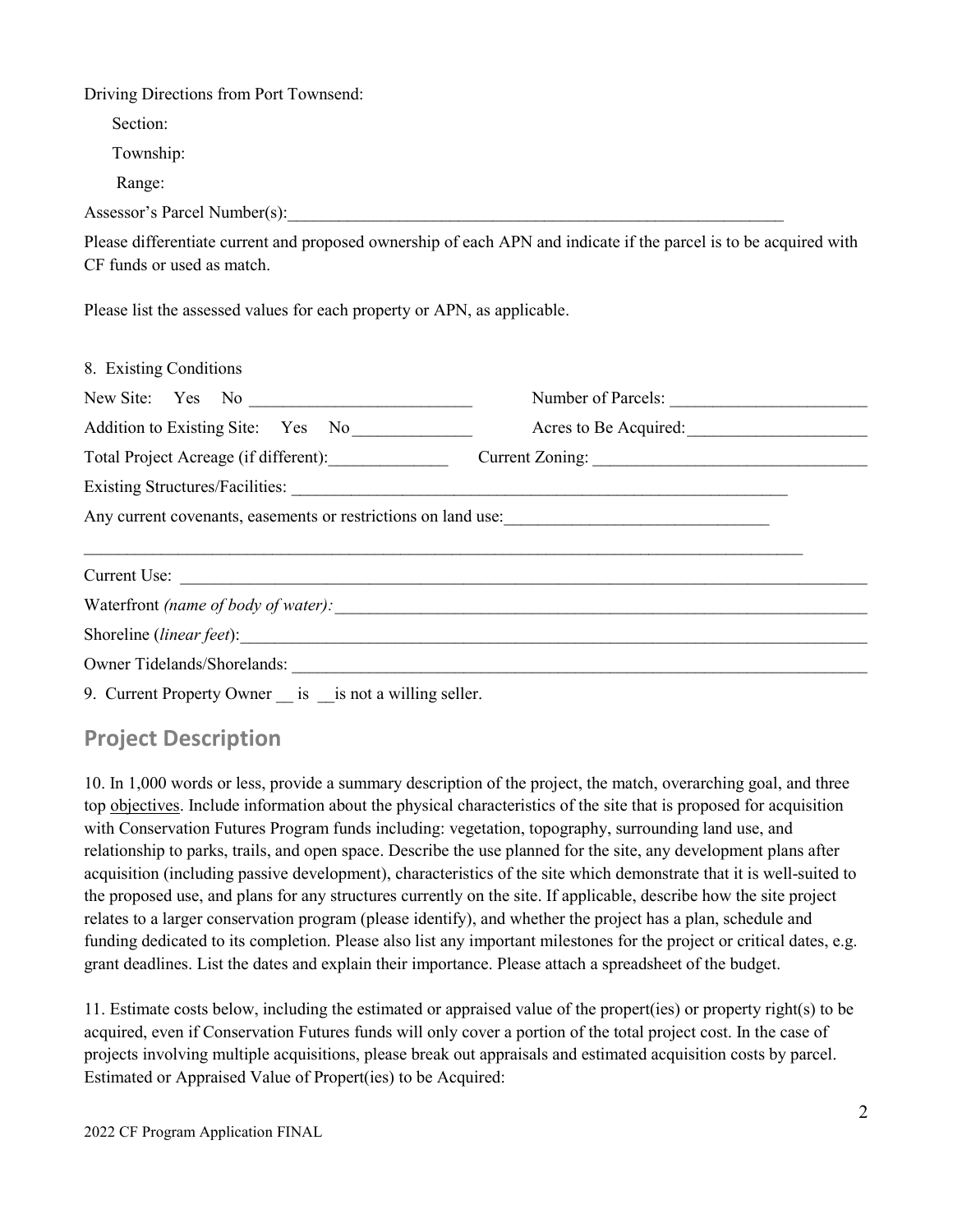Driving Directions from Port Townsend:

Section:

Township:

Range:

Assessor's Parcel Number(s):____________________________________________________________

Please differentiate current and proposed ownership of each APN and indicate if the parcel is to be acquired with CF funds or used as match.

Please list the assessed values for each property or APN, as applicable.

8. Existing Conditions

New Site: Yes No __________________________ Number of Parcels: _______________________

Addition to Existing Site: Yes No ______________ Acres to Be Acquired: _____________________

Total Project Acreage (if different): ______________ Current Zoning: _______________________________

Existing Structures/Facilities: ____________________________________________________________

Any current covenants, easements or restrictions on land use: _______________________________

_____________________________________________________________________________________

Current Use: _________________________________________________________________________

Waterfront *(name of body of water):* _____________________________________________________

Shoreline (*linear feet*): _________________________________________________________________

Owner Tidelands/Shorelands: ____________________________________________________________

9. Current Property Owner __ is __ is not a willing seller.

## Project Description

10. In 1,000 words or less, provide a summary description of the project, the match, overarching goal, and three top <u>objectives</u>. Include information about the physical characteristics of the site that is proposed for acquisition with Conservation Futures Program funds including: vegetation, topography, surrounding land use, and relationship to parks, trails, and open space. Describe the use planned for the site, any development plans after acquisition (including passive development), characteristics of the site which demonstrate that it is well-suited to the proposed use, and plans for any structures currently on the site. If applicable, describe how the site project relates to a larger conservation program (please identify), and whether the project has a plan, schedule and funding dedicated to its completion. Please also list any important milestones for the project or critical dates, e.g. grant deadlines. List the dates and explain their importance. Please attach a spreadsheet of the budget.

11. Estimate costs below, including the estimated or appraised value of the propert(ies) or property right(s) to be acquired, even if Conservation Futures funds will only cover a portion of the total project cost. In the case of projects involving multiple acquisitions, please break out appraisals and estimated acquisition costs by parcel. Estimated or Appraised Value of Propert(ies) to be Acquired:

2022 CF Program Application FINAL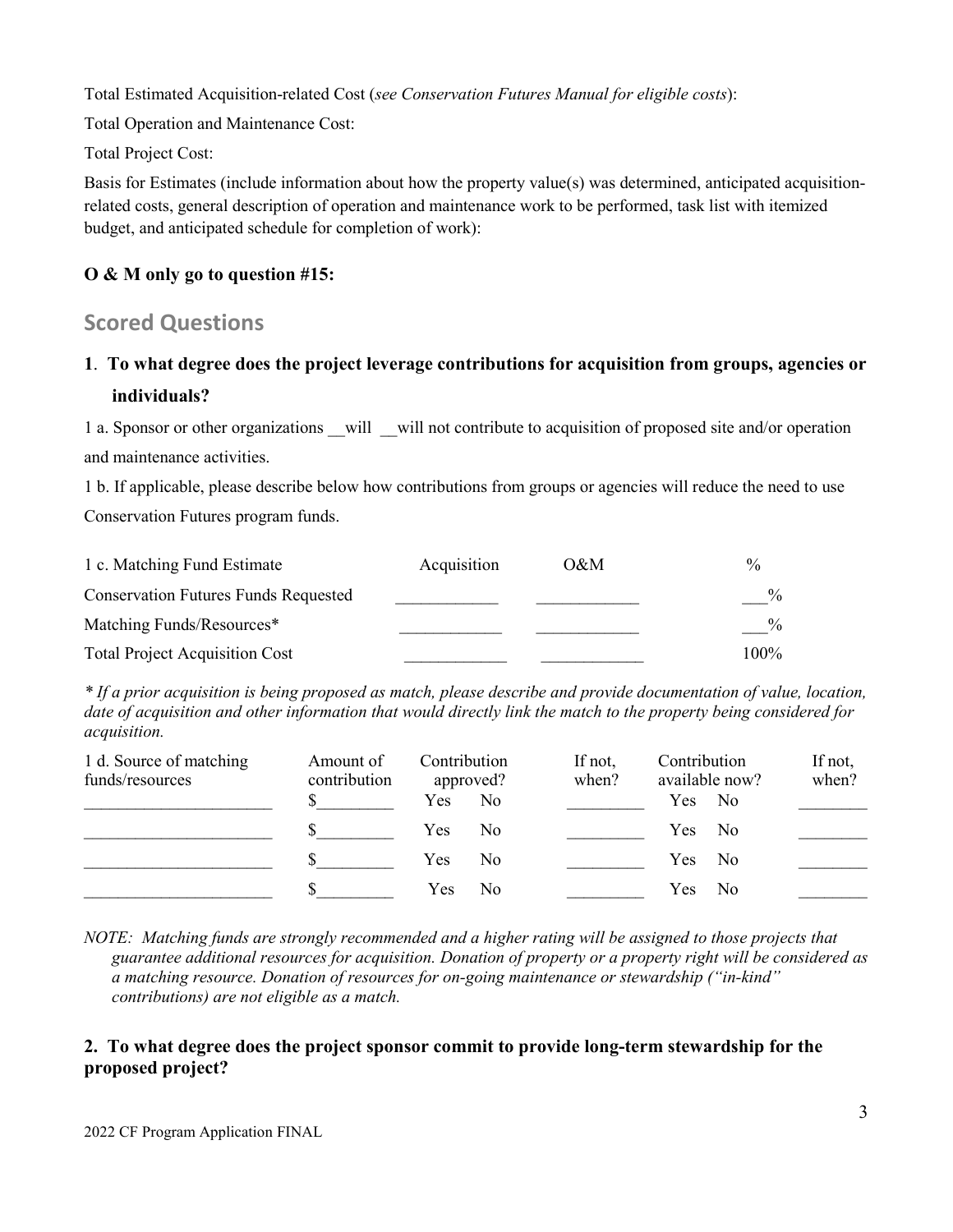Total Estimated Acquisition-related Cost (*see Conservation Futures Manual for eligible costs*):

Total Operation and Maintenance Cost:

Total Project Cost:

Basis for Estimates (include information about how the property value(s) was determined, anticipated acquisition-related costs, general description of operation and maintenance work to be performed, task list with itemized budget, and anticipated schedule for completion of work):

**O & M only go to question #15:**

## Scored Questions

**1. To what degree does the project leverage contributions for acquisition from groups, agencies or individuals?**

1 a. Sponsor or other organizations __will __will not contribute to acquisition of proposed site and/or operation and maintenance activities.

1 b. If applicable, please describe below how contributions from groups or agencies will reduce the need to use Conservation Futures program funds.

| 1 c. Matching Fund Estimate | Acquisition | O&M | % |
|---|---|---|---|
| Conservation Futures Funds Requested | ___________ | ___________ | ___% |
| Matching Funds/Resources* | ___________ | ___________ | ___% |
| Total Project Acquisition Cost | ___________ | ___________ | 100% |

*\* If a prior acquisition is being proposed as match, please describe and provide documentation of value, location, date of acquisition and other information that would directly link the match to the property being considered for acquisition.*

| 1 d. Source of matching funds/resources | Amount of contribution | Contribution approved? | If not, when? | Contribution available now? | If not, when? |
|---|---|---|---|---|---|
| _____________________ | $________ | Yes No | _________ | Yes No | ________ |
| _____________________ | $________ | Yes No | _________ | Yes No | ________ |
| _____________________ | $________ | Yes No | _________ | Yes No | ________ |
| _____________________ | $________ | Yes No | _________ | Yes No | ________ |

*NOTE: Matching funds are strongly recommended and a higher rating will be assigned to those projects that guarantee additional resources for acquisition. Donation of property or a property right will be considered as a matching resource. Donation of resources for on-going maintenance or stewardship ("in-kind" contributions) are not eligible as a match.*

**2. To what degree does the project sponsor commit to provide long-term stewardship for the proposed project?**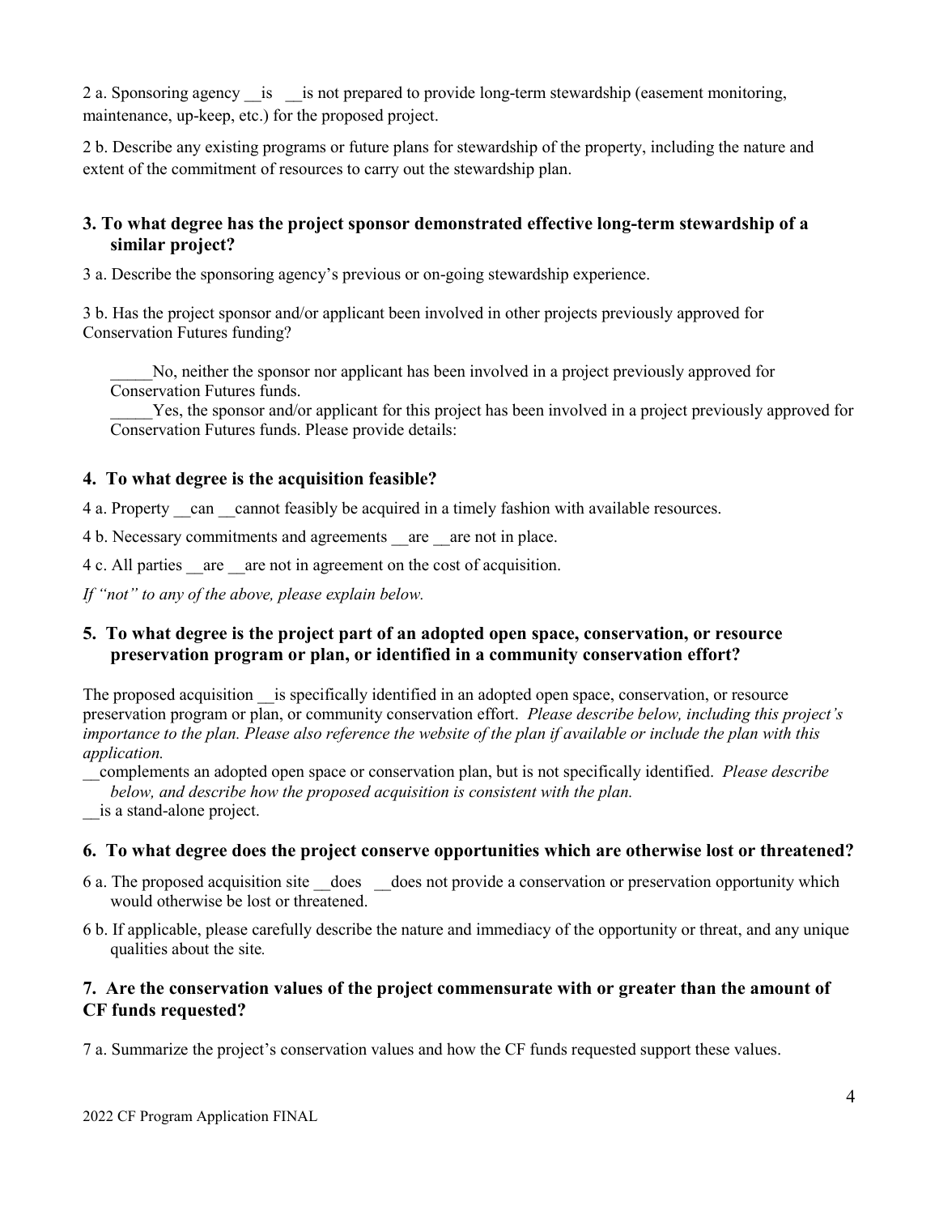2 a. Sponsoring agency __is __is not prepared to provide long-term stewardship (easement monitoring, maintenance, up-keep, etc.) for the proposed project.

2 b. Describe any existing programs or future plans for stewardship of the property, including the nature and extent of the commitment of resources to carry out the stewardship plan.

### 3. To what degree has the project sponsor demonstrated effective long-term stewardship of a similar project?

3 a. Describe the sponsoring agency's previous or on-going stewardship experience.

3 b. Has the project sponsor and/or applicant been involved in other projects previously approved for Conservation Futures funding?

_____No, neither the sponsor nor applicant has been involved in a project previously approved for Conservation Futures funds.

_____Yes, the sponsor and/or applicant for this project has been involved in a project previously approved for Conservation Futures funds. Please provide details:

### 4. To what degree is the acquisition feasible?

4 a. Property __can __cannot feasibly be acquired in a timely fashion with available resources.

4 b. Necessary commitments and agreements __are __are not in place.

4 c. All parties __are __are not in agreement on the cost of acquisition.

*If "not" to any of the above, please explain below.*

### 5. To what degree is the project part of an adopted open space, conservation, or resource preservation program or plan, or identified in a community conservation effort?

The proposed acquisition __is specifically identified in an adopted open space, conservation, or resource preservation program or plan, or community conservation effort. *Please describe below, including this project's importance to the plan. Please also reference the website of the plan if available or include the plan with this application.*

__complements an adopted open space or conservation plan, but is not specifically identified. *Please describe below, and describe how the proposed acquisition is consistent with the plan.*

__is a stand-alone project.

### 6. To what degree does the project conserve opportunities which are otherwise lost or threatened?

6 a. The proposed acquisition site __does __does not provide a conservation or preservation opportunity which would otherwise be lost or threatened.

6 b. If applicable, please carefully describe the nature and immediacy of the opportunity or threat, and any unique qualities about the site.

### 7. Are the conservation values of the project commensurate with or greater than the amount of CF funds requested?

7 a. Summarize the project's conservation values and how the CF funds requested support these values.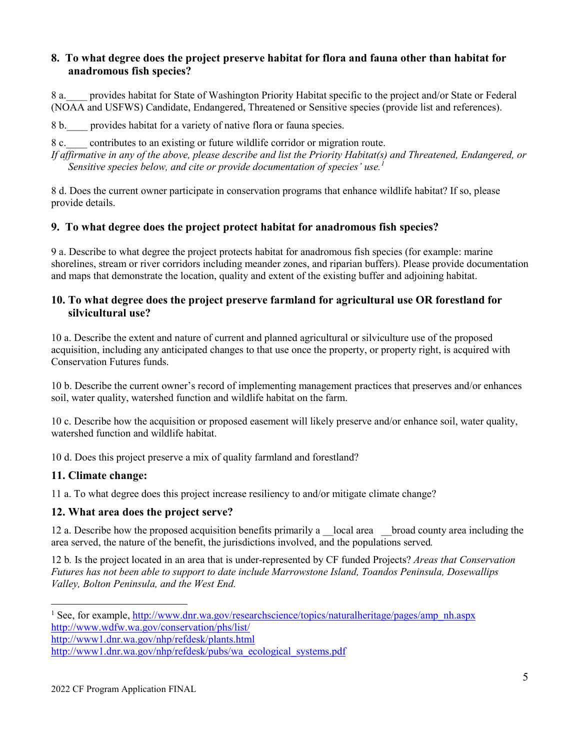### 8. To what degree does the project preserve habitat for flora and fauna other than habitat for anadromous fish species?

8 a.____ provides habitat for State of Washington Priority Habitat specific to the project and/or State or Federal (NOAA and USFWS) Candidate, Endangered, Threatened or Sensitive species (provide list and references).

8 b.____ provides habitat for a variety of native flora or fauna species.

8 c.____ contributes to an existing or future wildlife corridor or migration route.

*If affirmative in any of the above, please describe and list the Priority Habitat(s) and Threatened, Endangered, or Sensitive species below, and cite or provide documentation of species' use.*[1]

8 d. Does the current owner participate in conservation programs that enhance wildlife habitat? If so, please provide details.

### 9. To what degree does the project protect habitat for anadromous fish species?

9 a. Describe to what degree the project protects habitat for anadromous fish species (for example: marine shorelines, stream or river corridors including meander zones, and riparian buffers). Please provide documentation and maps that demonstrate the location, quality and extent of the existing buffer and adjoining habitat.

### 10. To what degree does the project preserve farmland for agricultural use OR forestland for silvicultural use?

10 a. Describe the extent and nature of current and planned agricultural or silviculture use of the proposed acquisition, including any anticipated changes to that use once the property, or property right, is acquired with Conservation Futures funds.

10 b. Describe the current owner's record of implementing management practices that preserves and/or enhances soil, water quality, watershed function and wildlife habitat on the farm.

10 c. Describe how the acquisition or proposed easement will likely preserve and/or enhance soil, water quality, watershed function and wildlife habitat.

10 d. Does this project preserve a mix of quality farmland and forestland?

### 11. Climate change:

11 a. To what degree does this project increase resiliency to and/or mitigate climate change?

### 12. What area does the project serve?

12 a. Describe how the proposed acquisition benefits primarily a __local area __broad county area including the area served, the nature of the benefit, the jurisdictions involved, and the populations served.

12 b. Is the project located in an area that is under-represented by CF funded Projects? *Areas that Conservation Futures has not been able to support to date include Marrowstone Island, Toandos Peninsula, Dosewallips Valley, Bolton Peninsula, and the West End.*

---

[1] See, for example, http://www.dnr.wa.gov/researchscience/topics/naturalheritage/pages/amp_nh.aspx
http://www.wdfw.wa.gov/conservation/phs/list/
http://www1.dnr.wa.gov/nhp/refdesk/plants.html
http://www1.dnr.wa.gov/nhp/refdesk/pubs/wa_ecological_systems.pdf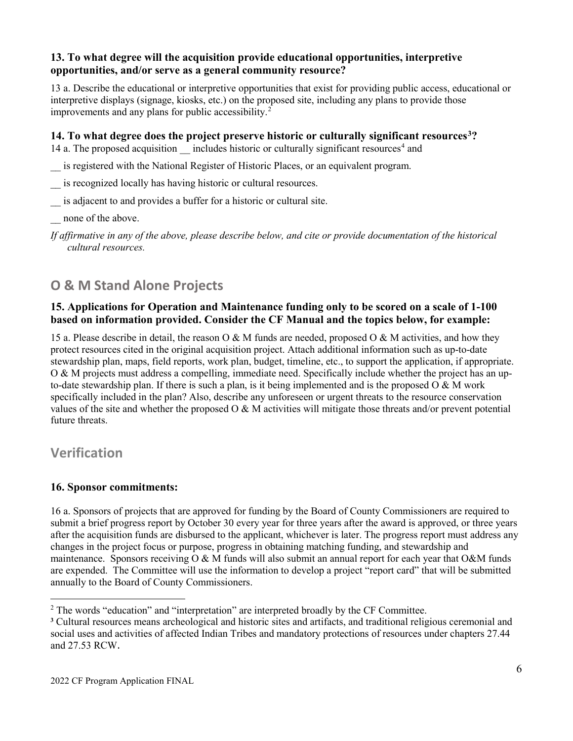**13. To what degree will the acquisition provide educational opportunities, interpretive opportunities, and/or serve as a general community resource?**

13 a. Describe the educational or interpretive opportunities that exist for providing public access, educational or interpretive displays (signage, kiosks, etc.) on the proposed site, including any plans to provide those improvements and any plans for public accessibility.[2]

**14. To what degree does the project preserve historic or culturally significant resources[3]?**

14 a. The proposed acquisition __ includes historic or culturally significant resources[4] and

__ is registered with the National Register of Historic Places, or an equivalent program.

__ is recognized locally has having historic or cultural resources.

__ is adjacent to and provides a buffer for a historic or cultural site.

__ none of the above.

*If affirmative in any of the above, please describe below, and cite or provide documentation of the historical cultural resources.*

## O & M Stand Alone Projects

**15. Applications for Operation and Maintenance funding only to be scored on a scale of 1-100 based on information provided. Consider the CF Manual and the topics below, for example:**

15 a. Please describe in detail, the reason O & M funds are needed, proposed O & M activities, and how they protect resources cited in the original acquisition project. Attach additional information such as up-to-date stewardship plan, maps, field reports, work plan, budget, timeline, etc., to support the application, if appropriate. O & M projects must address a compelling, immediate need. Specifically include whether the project has an up-to-date stewardship plan. If there is such a plan, is it being implemented and is the proposed O & M work specifically included in the plan? Also, describe any unforeseen or urgent threats to the resource conservation values of the site and whether the proposed O & M activities will mitigate those threats and/or prevent potential future threats.

## Verification

**16. Sponsor commitments:**

16 a. Sponsors of projects that are approved for funding by the Board of County Commissioners are required to submit a brief progress report by October 30 every year for three years after the award is approved, or three years after the acquisition funds are disbursed to the applicant, whichever is later. The progress report must address any changes in the project focus or purpose, progress in obtaining matching funding, and stewardship and maintenance. Sponsors receiving O & M funds will also submit an annual report for each year that O&M funds are expended. The Committee will use the information to develop a project "report card" that will be submitted annually to the Board of County Commissioners.

---

[2] The words "education" and "interpretation" are interpreted broadly by the CF Committee.

[3] Cultural resources means archeological and historic sites and artifacts, and traditional religious ceremonial and social uses and activities of affected Indian Tribes and mandatory protections of resources under chapters 27.44 and 27.53 RCW.

2022 CF Program Application FINAL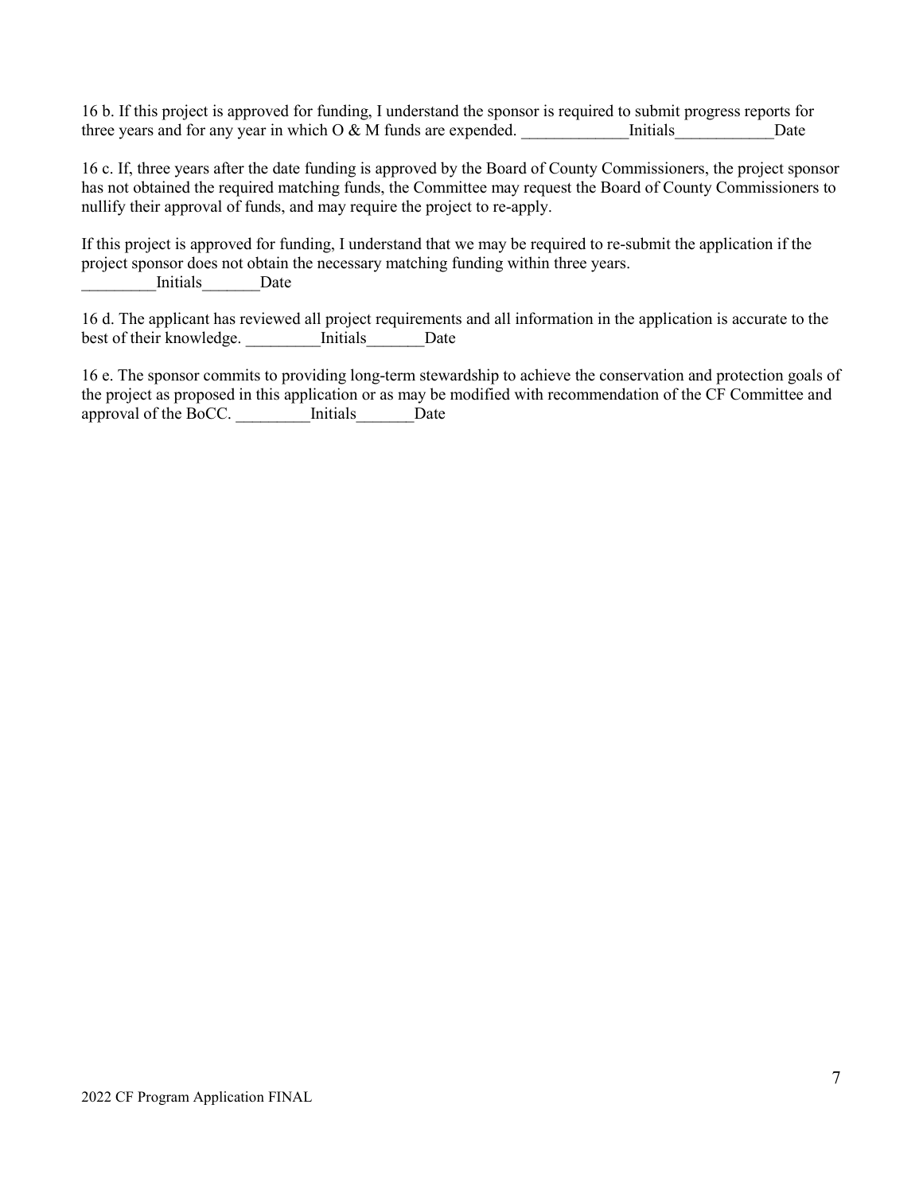16 b. If this project is approved for funding, I understand the sponsor is required to submit progress reports for three years and for any year in which O & M funds are expended. _____________Initials____________Date

16 c. If, three years after the date funding is approved by the Board of County Commissioners, the project sponsor has not obtained the required matching funds, the Committee may request the Board of County Commissioners to nullify their approval of funds, and may require the project to re-apply.

If this project is approved for funding, I understand that we may be required to re-submit the application if the project sponsor does not obtain the necessary matching funding within three years.
_________Initials_______Date

16 d. The applicant has reviewed all project requirements and all information in the application is accurate to the best of their knowledge. _________Initials_______Date

16 e. The sponsor commits to providing long-term stewardship to achieve the conservation and protection goals of the project as proposed in this application or as may be modified with recommendation of the CF Committee and approval of the BoCC. _________Initials_______Date

2022 CF Program Application FINAL